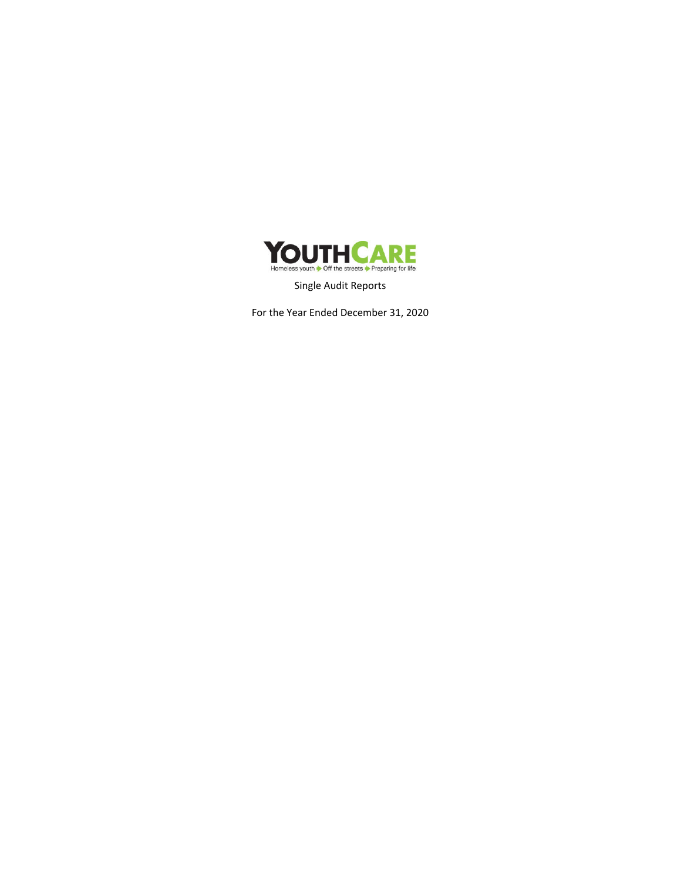YOUTHCARE

Homeless youth ➔ Off the streets ➔ Preparing for life

Single Audit Reports

For the Year Ended December 31, 2020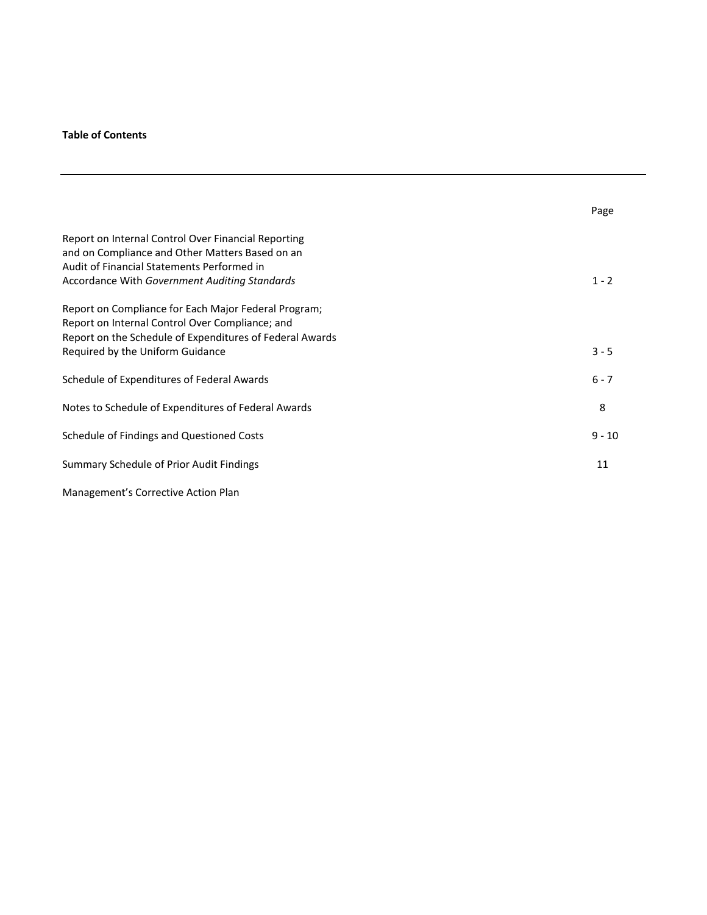**Table of Contents**

| | Page |
|---|---|
| Report on Internal Control Over Financial Reporting and on Compliance and Other Matters Based on an Audit of Financial Statements Performed in Accordance With *Government Auditing Standards* | 1 - 2 |
| Report on Compliance for Each Major Federal Program; Report on Internal Control Over Compliance; and Report on the Schedule of Expenditures of Federal Awards Required by the Uniform Guidance | 3 - 5 |
| Schedule of Expenditures of Federal Awards | 6 - 7 |
| Notes to Schedule of Expenditures of Federal Awards | 8 |
| Schedule of Findings and Questioned Costs | 9 - 10 |
| Summary Schedule of Prior Audit Findings | 11 |
| Management's Corrective Action Plan | |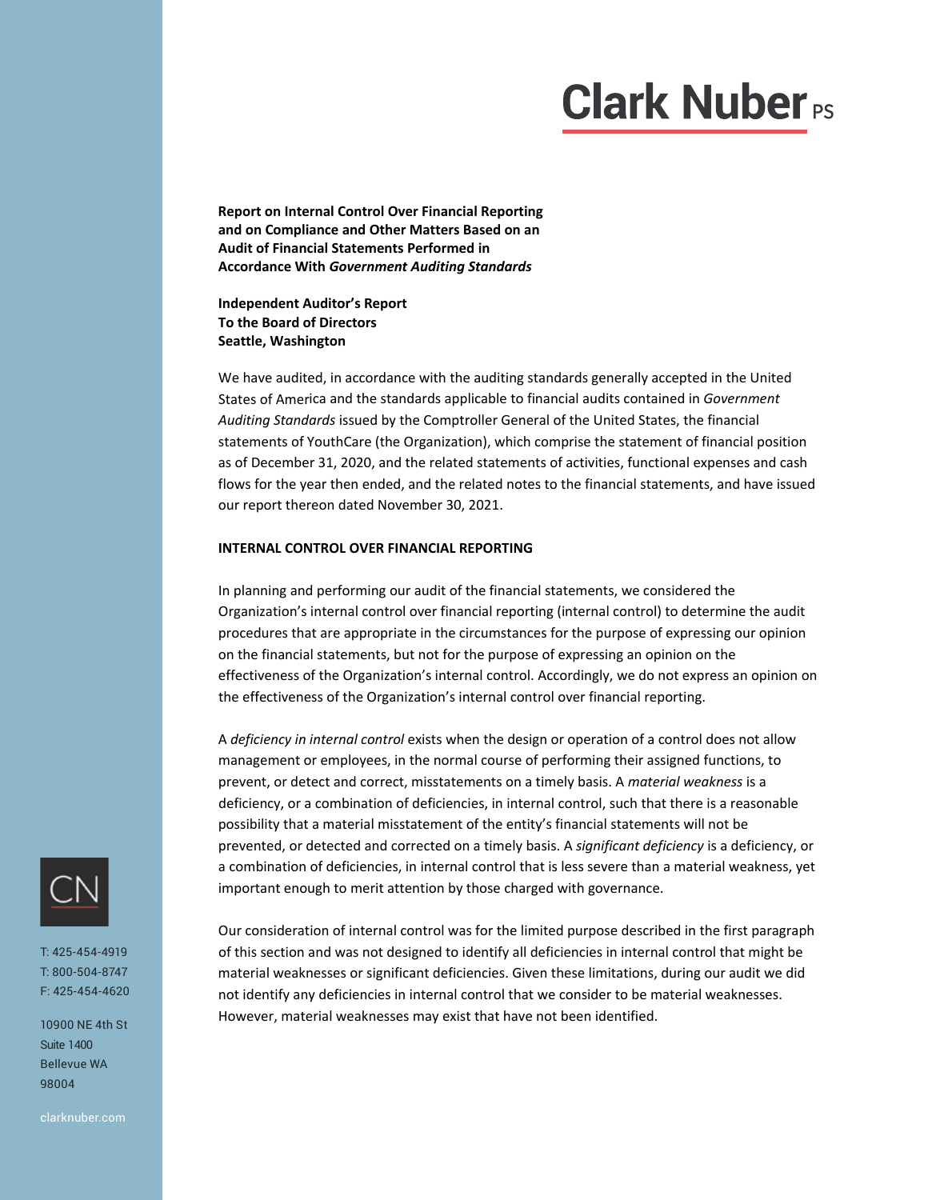**Report on Internal Control Over Financial Reporting and on Compliance and Other Matters Based on an Audit of Financial Statements Performed in Accordance With *Government Auditing Standards***

**Independent Auditor's Report**
**To the Board of Directors**
**Seattle, Washington**

We have audited, in accordance with the auditing standards generally accepted in the United States of America and the standards applicable to financial audits contained in *Government Auditing Standards* issued by the Comptroller General of the United States, the financial statements of YouthCare (the Organization), which comprise the statement of financial position as of December 31, 2020, and the related statements of activities, functional expenses and cash flows for the year then ended, and the related notes to the financial statements, and have issued our report thereon dated November 30, 2021.

**INTERNAL CONTROL OVER FINANCIAL REPORTING**

In planning and performing our audit of the financial statements, we considered the Organization's internal control over financial reporting (internal control) to determine the audit procedures that are appropriate in the circumstances for the purpose of expressing our opinion on the financial statements, but not for the purpose of expressing an opinion on the effectiveness of the Organization's internal control. Accordingly, we do not express an opinion on the effectiveness of the Organization's internal control over financial reporting.

A *deficiency in internal control* exists when the design or operation of a control does not allow management or employees, in the normal course of performing their assigned functions, to prevent, or detect and correct, misstatements on a timely basis. A *material weakness* is a deficiency, or a combination of deficiencies, in internal control, such that there is a reasonable possibility that a material misstatement of the entity's financial statements will not be prevented, or detected and corrected on a timely basis. A *significant deficiency* is a deficiency, or a combination of deficiencies, in internal control that is less severe than a material weakness, yet important enough to merit attention by those charged with governance.

Our consideration of internal control was for the limited purpose described in the first paragraph of this section and was not designed to identify all deficiencies in internal control that might be material weaknesses or significant deficiencies. Given these limitations, during our audit we did not identify any deficiencies in internal control that we consider to be material weaknesses. However, material weaknesses may exist that have not been identified.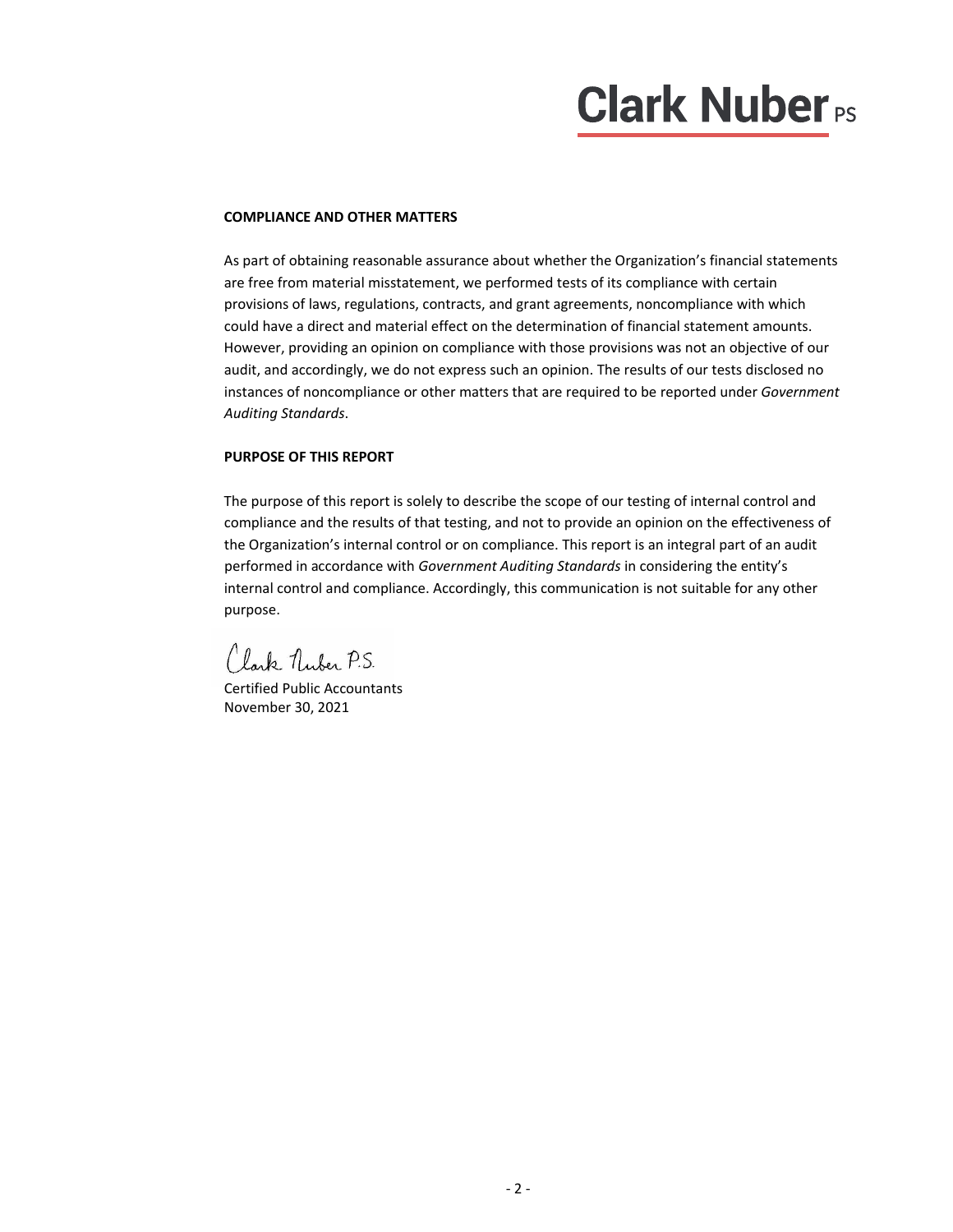**COMPLIANCE AND OTHER MATTERS**

As part of obtaining reasonable assurance about whether the Organization's financial statements are free from material misstatement, we performed tests of its compliance with certain provisions of laws, regulations, contracts, and grant agreements, noncompliance with which could have a direct and material effect on the determination of financial statement amounts. However, providing an opinion on compliance with those provisions was not an objective of our audit, and accordingly, we do not express such an opinion. The results of our tests disclosed no instances of noncompliance or other matters that are required to be reported under *Government Auditing Standards*.

**PURPOSE OF THIS REPORT**

The purpose of this report is solely to describe the scope of our testing of internal control and compliance and the results of that testing, and not to provide an opinion on the effectiveness of the Organization's internal control or on compliance. This report is an integral part of an audit performed in accordance with *Government Auditing Standards* in considering the entity's internal control and compliance. Accordingly, this communication is not suitable for any other purpose.

Clark Nuber P.S.

Certified Public Accountants
November 30, 2021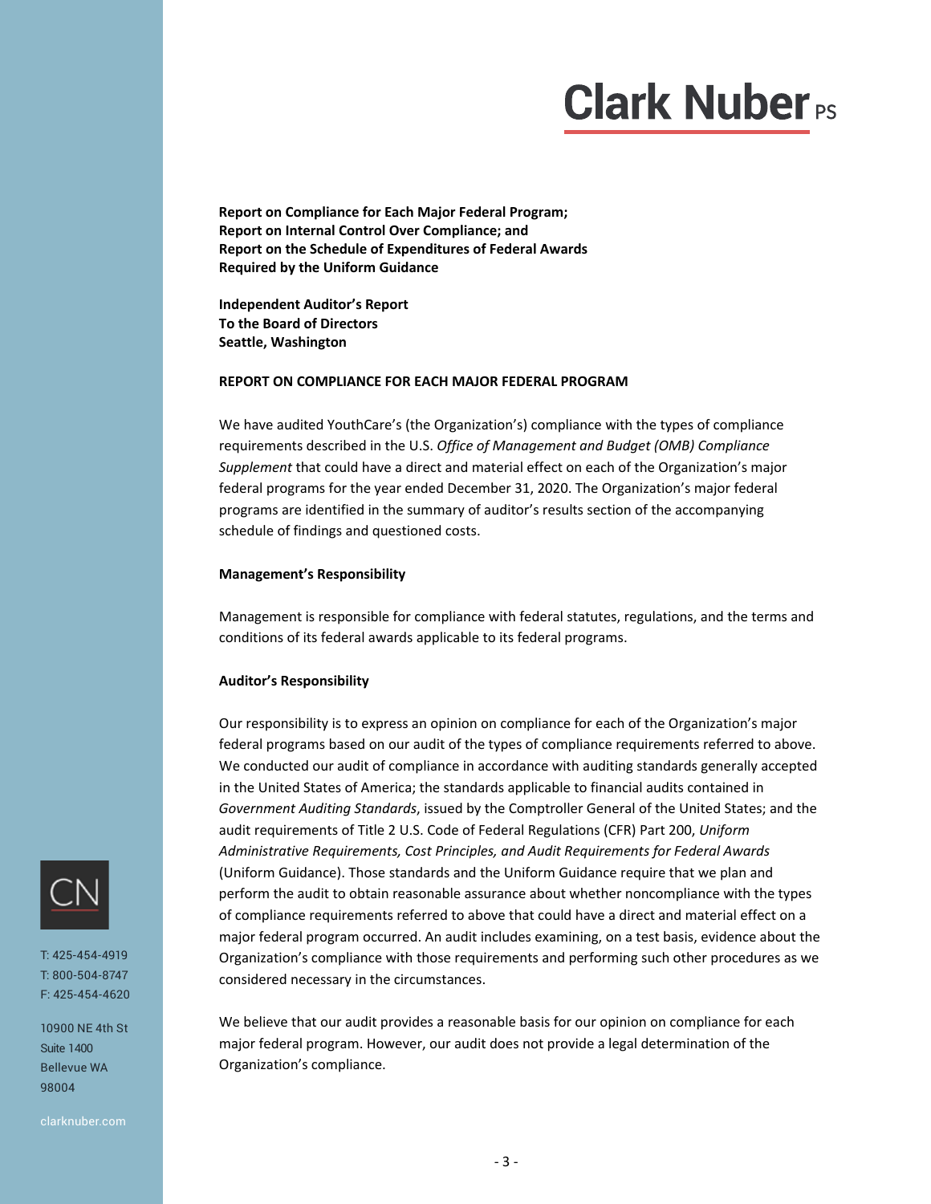**Report on Compliance for Each Major Federal Program;**
**Report on Internal Control Over Compliance; and**
**Report on the Schedule of Expenditures of Federal Awards**
**Required by the Uniform Guidance**

**Independent Auditor's Report**
**To the Board of Directors**
**Seattle, Washington**

## REPORT ON COMPLIANCE FOR EACH MAJOR FEDERAL PROGRAM

We have audited YouthCare's (the Organization's) compliance with the types of compliance requirements described in the U.S. *Office of Management and Budget (OMB) Compliance Supplement* that could have a direct and material effect on each of the Organization's major federal programs for the year ended December 31, 2020. The Organization's major federal programs are identified in the summary of auditor's results section of the accompanying schedule of findings and questioned costs.

### Management's Responsibility

Management is responsible for compliance with federal statutes, regulations, and the terms and conditions of its federal awards applicable to its federal programs.

### Auditor's Responsibility

Our responsibility is to express an opinion on compliance for each of the Organization's major federal programs based on our audit of the types of compliance requirements referred to above. We conducted our audit of compliance in accordance with auditing standards generally accepted in the United States of America; the standards applicable to financial audits contained in *Government Auditing Standards*, issued by the Comptroller General of the United States; and the audit requirements of Title 2 U.S. Code of Federal Regulations (CFR) Part 200, *Uniform Administrative Requirements, Cost Principles, and Audit Requirements for Federal Awards* (Uniform Guidance). Those standards and the Uniform Guidance require that we plan and perform the audit to obtain reasonable assurance about whether noncompliance with the types of compliance requirements referred to above that could have a direct and material effect on a major federal program occurred. An audit includes examining, on a test basis, evidence about the Organization's compliance with those requirements and performing such other procedures as we considered necessary in the circumstances.

We believe that our audit provides a reasonable basis for our opinion on compliance for each major federal program. However, our audit does not provide a legal determination of the Organization's compliance.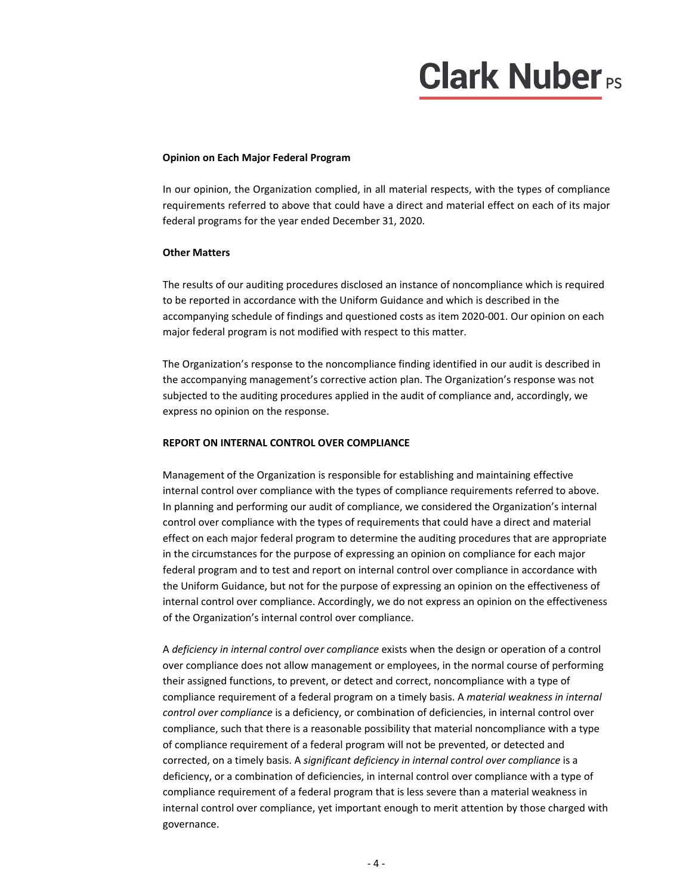**Opinion on Each Major Federal Program**

In our opinion, the Organization complied, in all material respects, with the types of compliance requirements referred to above that could have a direct and material effect on each of its major federal programs for the year ended December 31, 2020.

**Other Matters**

The results of our auditing procedures disclosed an instance of noncompliance which is required to be reported in accordance with the Uniform Guidance and which is described in the accompanying schedule of findings and questioned costs as item 2020-001. Our opinion on each major federal program is not modified with respect to this matter.

The Organization's response to the noncompliance finding identified in our audit is described in the accompanying management's corrective action plan. The Organization's response was not subjected to the auditing procedures applied in the audit of compliance and, accordingly, we express no opinion on the response.

**REPORT ON INTERNAL CONTROL OVER COMPLIANCE**

Management of the Organization is responsible for establishing and maintaining effective internal control over compliance with the types of compliance requirements referred to above. In planning and performing our audit of compliance, we considered the Organization's internal control over compliance with the types of requirements that could have a direct and material effect on each major federal program to determine the auditing procedures that are appropriate in the circumstances for the purpose of expressing an opinion on compliance for each major federal program and to test and report on internal control over compliance in accordance with the Uniform Guidance, but not for the purpose of expressing an opinion on the effectiveness of internal control over compliance. Accordingly, we do not express an opinion on the effectiveness of the Organization's internal control over compliance.

A *deficiency in internal control over compliance* exists when the design or operation of a control over compliance does not allow management or employees, in the normal course of performing their assigned functions, to prevent, or detect and correct, noncompliance with a type of compliance requirement of a federal program on a timely basis. A *material weakness in internal control over compliance* is a deficiency, or combination of deficiencies, in internal control over compliance, such that there is a reasonable possibility that material noncompliance with a type of compliance requirement of a federal program will not be prevented, or detected and corrected, on a timely basis. A *significant deficiency in internal control over compliance* is a deficiency, or a combination of deficiencies, in internal control over compliance with a type of compliance requirement of a federal program that is less severe than a material weakness in internal control over compliance, yet important enough to merit attention by those charged with governance.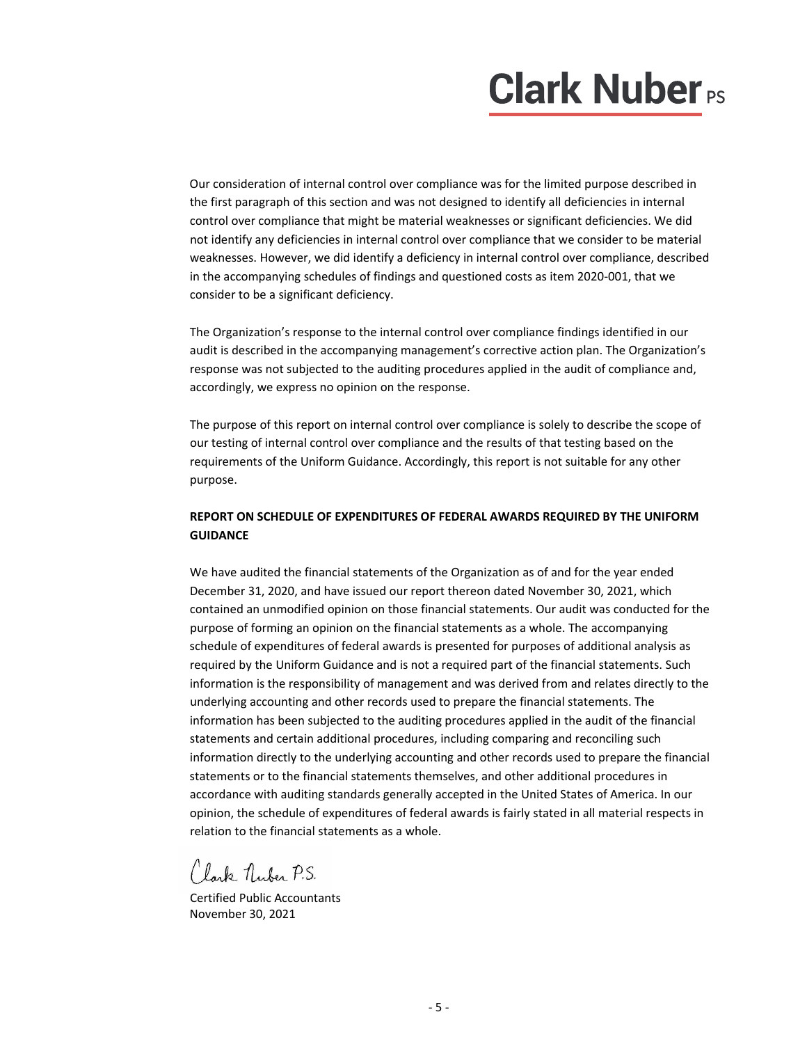Our consideration of internal control over compliance was for the limited purpose described in the first paragraph of this section and was not designed to identify all deficiencies in internal control over compliance that might be material weaknesses or significant deficiencies. We did not identify any deficiencies in internal control over compliance that we consider to be material weaknesses. However, we did identify a deficiency in internal control over compliance, described in the accompanying schedules of findings and questioned costs as item 2020-001, that we consider to be a significant deficiency.

The Organization's response to the internal control over compliance findings identified in our audit is described in the accompanying management's corrective action plan. The Organization's response was not subjected to the auditing procedures applied in the audit of compliance and, accordingly, we express no opinion on the response.

The purpose of this report on internal control over compliance is solely to describe the scope of our testing of internal control over compliance and the results of that testing based on the requirements of the Uniform Guidance. Accordingly, this report is not suitable for any other purpose.

**REPORT ON SCHEDULE OF EXPENDITURES OF FEDERAL AWARDS REQUIRED BY THE UNIFORM GUIDANCE**

We have audited the financial statements of the Organization as of and for the year ended December 31, 2020, and have issued our report thereon dated November 30, 2021, which contained an unmodified opinion on those financial statements. Our audit was conducted for the purpose of forming an opinion on the financial statements as a whole. The accompanying schedule of expenditures of federal awards is presented for purposes of additional analysis as required by the Uniform Guidance and is not a required part of the financial statements. Such information is the responsibility of management and was derived from and relates directly to the underlying accounting and other records used to prepare the financial statements. The information has been subjected to the auditing procedures applied in the audit of the financial statements and certain additional procedures, including comparing and reconciling such information directly to the underlying accounting and other records used to prepare the financial statements or to the financial statements themselves, and other additional procedures in accordance with auditing standards generally accepted in the United States of America. In our opinion, the schedule of expenditures of federal awards is fairly stated in all material respects in relation to the financial statements as a whole.

Clark Nuber P.S.

Certified Public Accountants
November 30, 2021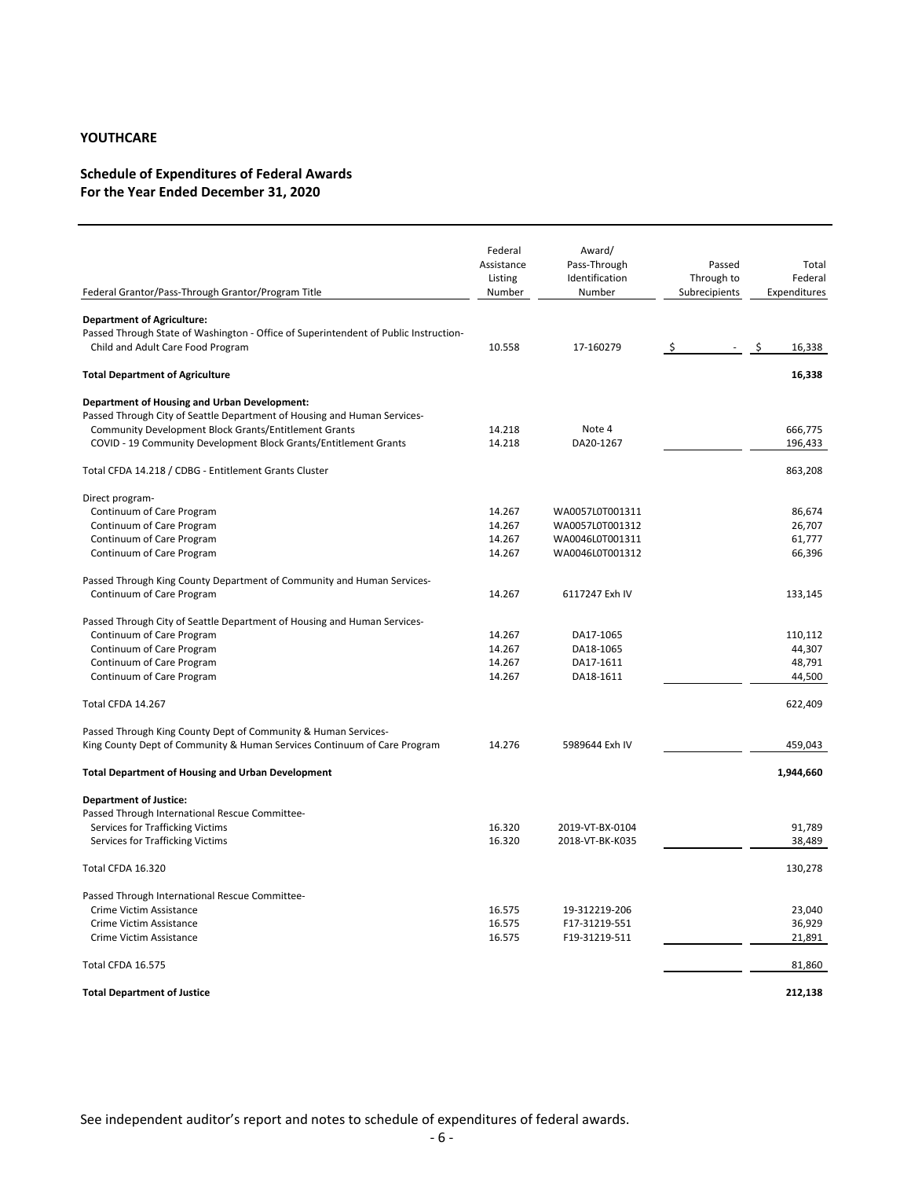**YOUTHCARE**

**Schedule of Expenditures of Federal Awards**
**For the Year Ended December 31, 2020**

| Federal Grantor/Pass-Through Grantor/Program Title | Federal Assistance Listing Number | Award/ Pass-Through Identification Number | Passed Through to Subrecipients | Total Federal Expenditures |
|---|---|---|---|---|
| **Department of Agriculture:** | | | | |
| Passed Through State of Washington - Office of Superintendent of Public Instruction- | | | | |
| Child and Adult Care Food Program | 10.558 | 17-160279 | $ - | $ 16,338 |
| **Total Department of Agriculture** | | | | **16,338** |
| **Department of Housing and Urban Development:** | | | | |
| Passed Through City of Seattle Department of Housing and Human Services- | | | | |
| Community Development Block Grants/Entitlement Grants | 14.218 | Note 4 | | 666,775 |
| COVID - 19 Community Development Block Grants/Entitlement Grants | 14.218 | DA20-1267 | | 196,433 |
| Total CFDA 14.218 / CDBG - Entitlement Grants Cluster | | | | 863,208 |
| Direct program- | | | | |
| Continuum of Care Program | 14.267 | WA0057L0T001311 | | 86,674 |
| Continuum of Care Program | 14.267 | WA0057L0T001312 | | 26,707 |
| Continuum of Care Program | 14.267 | WA0046L0T001311 | | 61,777 |
| Continuum of Care Program | 14.267 | WA0046L0T001312 | | 66,396 |
| Passed Through King County Department of Community and Human Services- | | | | |
| Continuum of Care Program | 14.267 | 6117247 Exh IV | | 133,145 |
| Passed Through City of Seattle Department of Housing and Human Services- | | | | |
| Continuum of Care Program | 14.267 | DA17-1065 | | 110,112 |
| Continuum of Care Program | 14.267 | DA18-1065 | | 44,307 |
| Continuum of Care Program | 14.267 | DA17-1611 | | 48,791 |
| Continuum of Care Program | 14.267 | DA18-1611 | | 44,500 |
| Total CFDA 14.267 | | | | 622,409 |
| Passed Through King County Dept of Community & Human Services- | | | | |
| King County Dept of Community & Human Services Continuum of Care Program | 14.276 | 5989644 Exh IV | | 459,043 |
| **Total Department of Housing and Urban Development** | | | | **1,944,660** |
| **Department of Justice:** | | | | |
| Passed Through International Rescue Committee- | | | | |
| Services for Trafficking Victims | 16.320 | 2019-VT-BX-0104 | | 91,789 |
| Services for Trafficking Victims | 16.320 | 2018-VT-BK-K035 | | 38,489 |
| Total CFDA 16.320 | | | | 130,278 |
| Passed Through International Rescue Committee- | | | | |
| Crime Victim Assistance | 16.575 | 19-312219-206 | | 23,040 |
| Crime Victim Assistance | 16.575 | F17-31219-551 | | 36,929 |
| Crime Victim Assistance | 16.575 | F19-31219-511 | | 21,891 |
| Total CFDA 16.575 | | | | 81,860 |
| **Total Department of Justice** | | | | **212,138** |

See independent auditor's report and notes to schedule of expenditures of federal awards.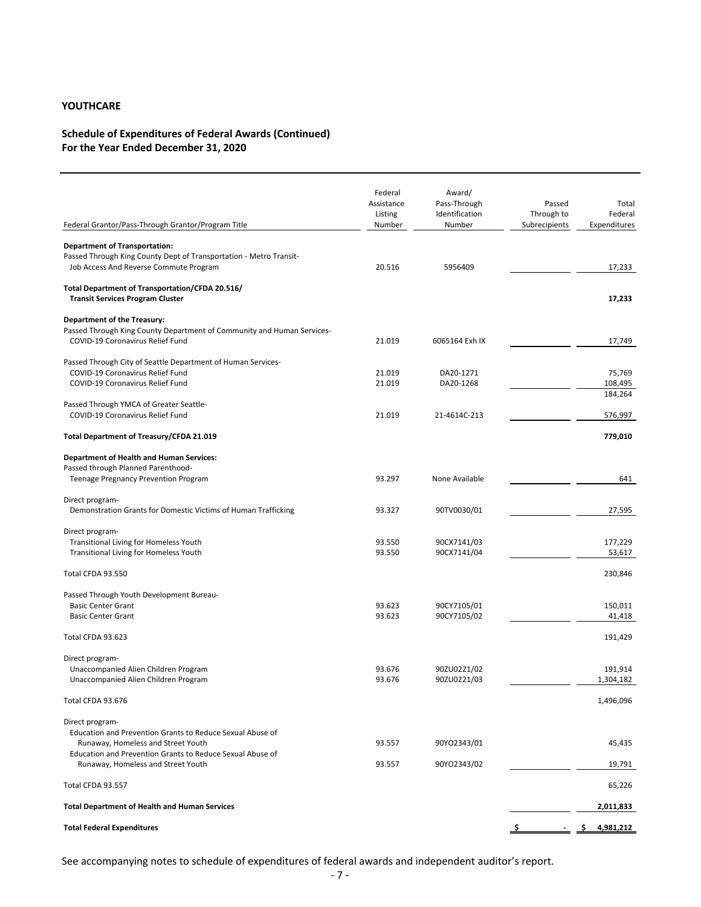**YOUTHCARE**

**Schedule of Expenditures of Federal Awards (Continued)**
**For the Year Ended December 31, 2020**

| Federal Grantor/Pass-Through Grantor/Program Title | Federal Assistance Listing Number | Award/ Pass-Through Identification Number | Passed Through to Subrecipients | Total Federal Expenditures |
|---|---|---|---|---|
| **Department of Transportation:** | | | | |
| Passed Through King County Dept of Transportation - Metro Transit- | | | | |
| Job Access And Reverse Commute Program | 20.516 | 5956409 | | 17,233 |
| **Total Department of Transportation/CFDA 20.516/ Transit Services Program Cluster** | | | | **17,233** |
| **Department of the Treasury:** | | | | |
| Passed Through King County Department of Community and Human Services- | | | | |
| COVID-19 Coronavirus Relief Fund | 21.019 | 6065164 Exh IX | | 17,749 |
| Passed Through City of Seattle Department of Human Services- | | | | |
| COVID-19 Coronavirus Relief Fund | 21.019 | DA20-1271 | | 75,769 |
| COVID-19 Coronavirus Relief Fund | 21.019 | DA20-1268 | | 108,495 |
| | | | | 184,264 |
| Passed Through YMCA of Greater Seattle- | | | | |
| COVID-19 Coronavirus Relief Fund | 21.019 | 21-4614C-213 | | 576,997 |
| **Total Department of Treasury/CFDA 21.019** | | | | **779,010** |
| **Department of Health and Human Services:** | | | | |
| Passed through Planned Parenthood- | | | | |
| Teenage Pregnancy Prevention Program | 93.297 | None Available | | 641 |
| Direct program- | | | | |
| Demonstration Grants for Domestic Victims of Human Trafficking | 93.327 | 90TV0030/01 | | 27,595 |
| Direct program- | | | | |
| Transitional Living for Homeless Youth | 93.550 | 90CX7141/03 | | 177,229 |
| Transitional Living for Homeless Youth | 93.550 | 90CX7141/04 | | 53,617 |
| Total CFDA 93.550 | | | | 230,846 |
| Passed Through Youth Development Bureau- | | | | |
| Basic Center Grant | 93.623 | 90CY7105/01 | | 150,011 |
| Basic Center Grant | 93.623 | 90CY7105/02 | | 41,418 |
| Total CFDA 93.623 | | | | 191,429 |
| Direct program- | | | | |
| Unaccompanied Alien Children Program | 93.676 | 90ZU0221/02 | | 191,914 |
| Unaccompanied Alien Children Program | 93.676 | 90ZU0221/03 | | 1,304,182 |
| Total CFDA 93.676 | | | | 1,496,096 |
| Direct program- | | | | |
| Education and Prevention Grants to Reduce Sexual Abuse of Runaway, Homeless and Street Youth | 93.557 | 90YO2343/01 | | 45,435 |
| Education and Prevention Grants to Reduce Sexual Abuse of Runaway, Homeless and Street Youth | 93.557 | 90YO2343/02 | | 19,791 |
| Total CFDA 93.557 | | | | 65,226 |
| **Total Department of Health and Human Services** | | | | **2,011,833** |
| **Total Federal Expenditures** | | | **$ -** | **$ 4,981,212** |

See accompanying notes to schedule of expenditures of federal awards and independent auditor's report.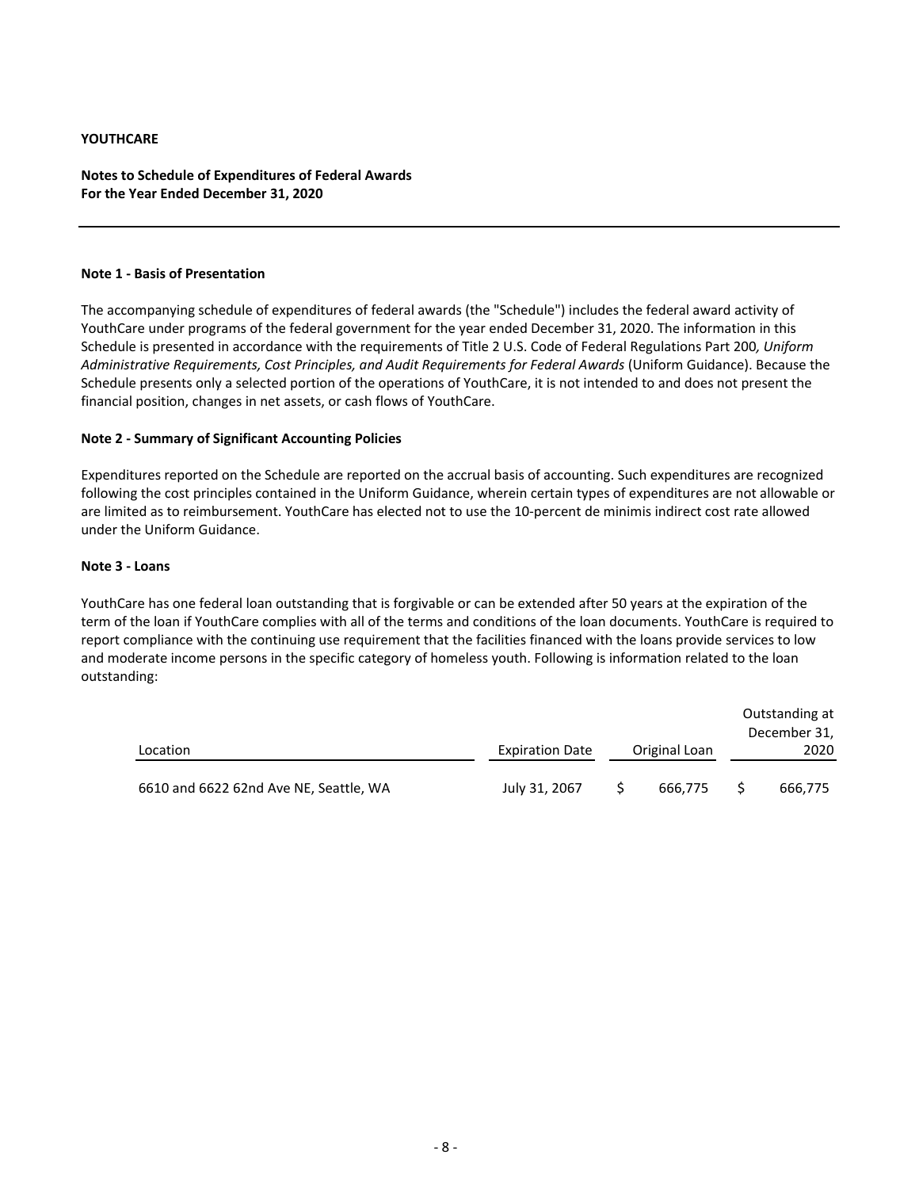**YOUTHCARE**

**Notes to Schedule of Expenditures of Federal Awards**
**For the Year Ended December 31, 2020**

### Note 1 - Basis of Presentation

The accompanying schedule of expenditures of federal awards (the "Schedule") includes the federal award activity of YouthCare under programs of the federal government for the year ended December 31, 2020. The information in this Schedule is presented in accordance with the requirements of Title 2 U.S. Code of Federal Regulations Part 200*, Uniform Administrative Requirements, Cost Principles, and Audit Requirements for Federal Awards* (Uniform Guidance). Because the Schedule presents only a selected portion of the operations of YouthCare, it is not intended to and does not present the financial position, changes in net assets, or cash flows of YouthCare.

### Note 2 - Summary of Significant Accounting Policies

Expenditures reported on the Schedule are reported on the accrual basis of accounting. Such expenditures are recognized following the cost principles contained in the Uniform Guidance, wherein certain types of expenditures are not allowable or are limited as to reimbursement. YouthCare has elected not to use the 10-percent de minimis indirect cost rate allowed under the Uniform Guidance.

### Note 3 - Loans

YouthCare has one federal loan outstanding that is forgivable or can be extended after 50 years at the expiration of the term of the loan if YouthCare complies with all of the terms and conditions of the loan documents. YouthCare is required to report compliance with the continuing use requirement that the facilities financed with the loans provide services to low and moderate income persons in the specific category of homeless youth. Following is information related to the loan outstanding:

| Location | Expiration Date | Original Loan | Outstanding at December 31, 2020 |
|---|---|---|---|
| 6610 and 6622 62nd Ave NE, Seattle, WA | July 31, 2067 | $ 666,775 | $ 666,775 |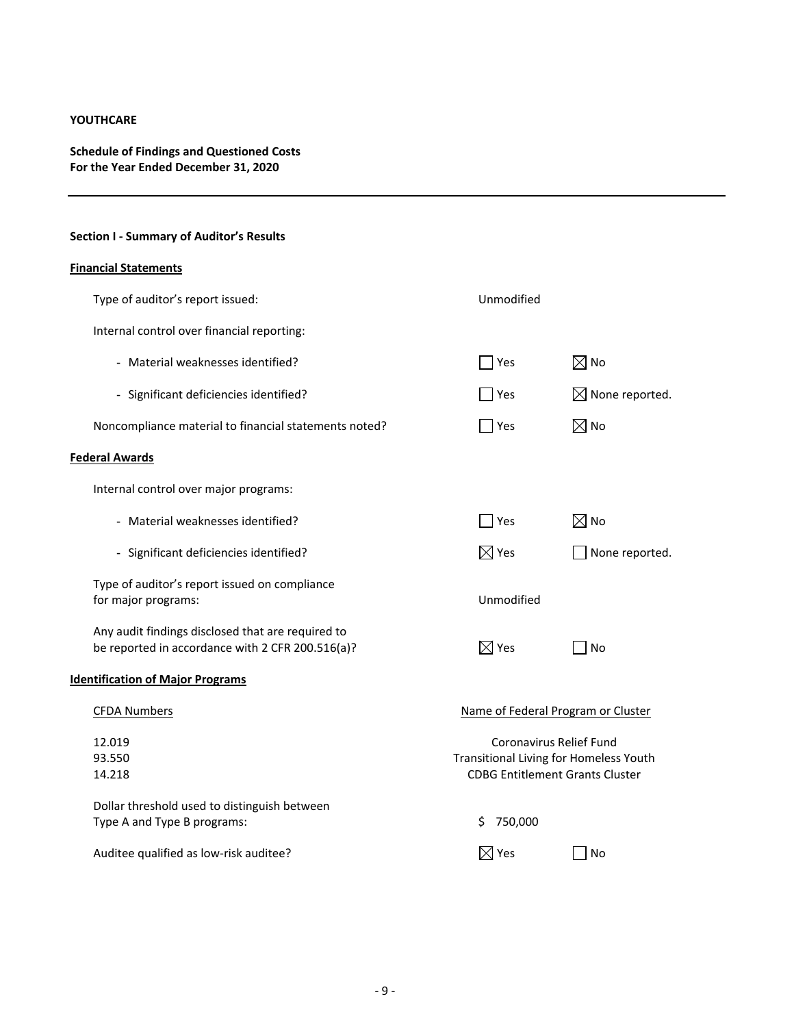**YOUTHCARE**

**Schedule of Findings and Questioned Costs**
**For the Year Ended December 31, 2020**

---

### Section I - Summary of Auditor's Results

**Financial Statements**

| | | |
|---|---|---|
| Type of auditor's report issued: | Unmodified | |
| Internal control over financial reporting: | | |
| - Material weaknesses identified? | ☐ Yes | ☒ No |
| - Significant deficiencies identified? | ☐ Yes | ☒ None reported. |
| Noncompliance material to financial statements noted? | ☐ Yes | ☒ No |

**Federal Awards**

| | | |
|---|---|---|
| Internal control over major programs: | | |
| - Material weaknesses identified? | ☐ Yes | ☒ No |
| - Significant deficiencies identified? | ☒ Yes | ☐ None reported. |
| Type of auditor's report issued on compliance for major programs: | Unmodified | |
| Any audit findings disclosed that are required to be reported in accordance with 2 CFR 200.516(a)? | ☒ Yes | ☐ No |

**Identification of Major Programs**

| CFDA Numbers | Name of Federal Program or Cluster |
|---|---|
| 12.019 | Coronavirus Relief Fund |
| 93.550 | Transitional Living for Homeless Youth |
| 14.218 | CDBG Entitlement Grants Cluster |

| | | |
|---|---|---|
| Dollar threshold used to distinguish between Type A and Type B programs: | $ 750,000 | |
| Auditee qualified as low-risk auditee? | ☒ Yes | ☐ No |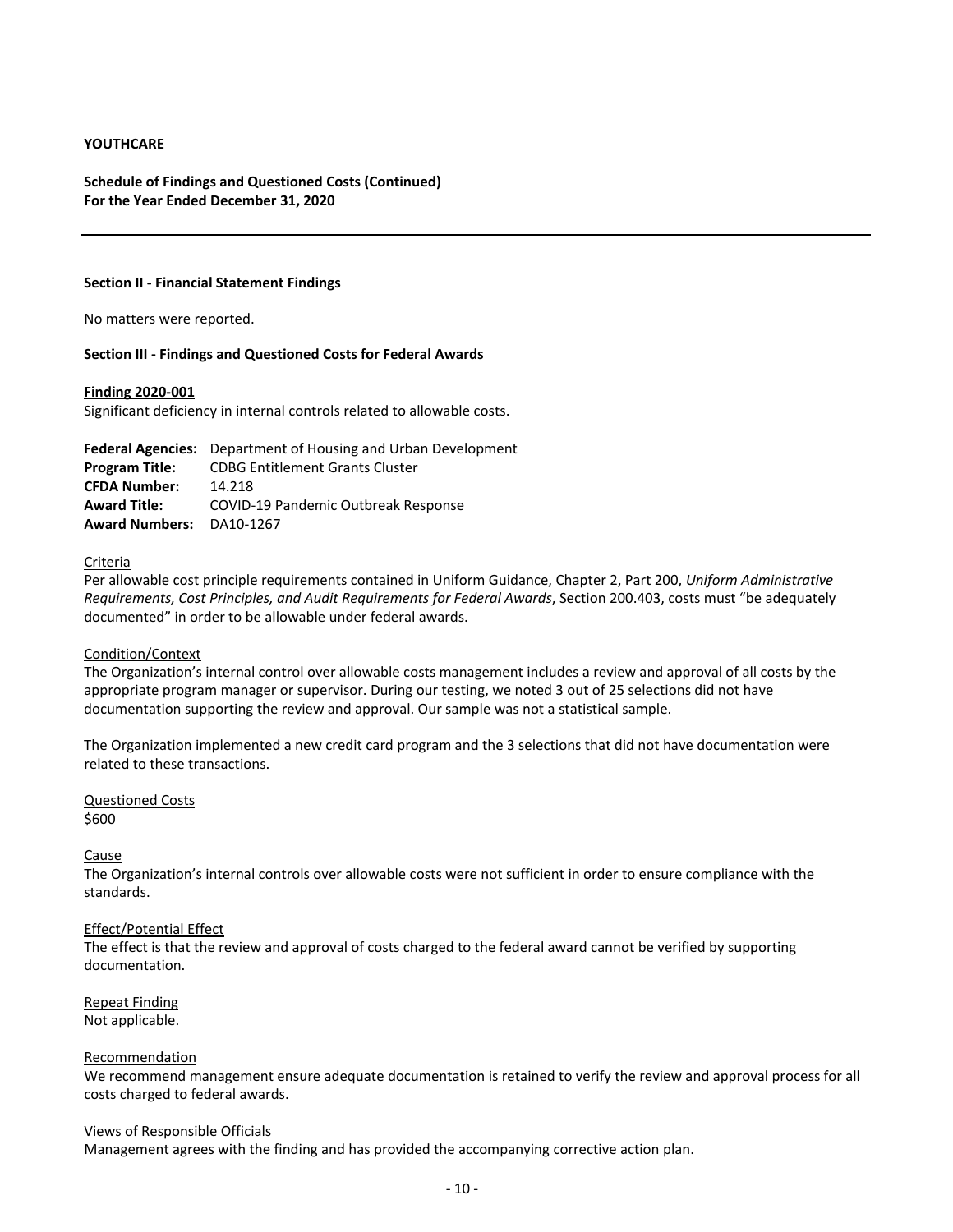**YOUTHCARE**

**Schedule of Findings and Questioned Costs (Continued)**
**For the Year Ended December 31, 2020**

---

**Section II - Financial Statement Findings**

No matters were reported.

**Section III - Findings and Questioned Costs for Federal Awards**

**Finding 2020-001**

Significant deficiency in internal controls related to allowable costs.

**Federal Agencies:** Department of Housing and Urban Development
**Program Title:** CDBG Entitlement Grants Cluster
**CFDA Number:** 14.218
**Award Title:** COVID-19 Pandemic Outbreak Response
**Award Numbers:** DA10-1267

Criteria

Per allowable cost principle requirements contained in Uniform Guidance, Chapter 2, Part 200, *Uniform Administrative Requirements, Cost Principles, and Audit Requirements for Federal Awards*, Section 200.403, costs must "be adequately documented" in order to be allowable under federal awards.

Condition/Context

The Organization's internal control over allowable costs management includes a review and approval of all costs by the appropriate program manager or supervisor. During our testing, we noted 3 out of 25 selections did not have documentation supporting the review and approval. Our sample was not a statistical sample.

The Organization implemented a new credit card program and the 3 selections that did not have documentation were related to these transactions.

Questioned Costs

$600

Cause

The Organization's internal controls over allowable costs were not sufficient in order to ensure compliance with the standards.

Effect/Potential Effect

The effect is that the review and approval of costs charged to the federal award cannot be verified by supporting documentation.

Repeat Finding

Not applicable.

Recommendation

We recommend management ensure adequate documentation is retained to verify the review and approval process for all costs charged to federal awards.

Views of Responsible Officials

Management agrees with the finding and has provided the accompanying corrective action plan.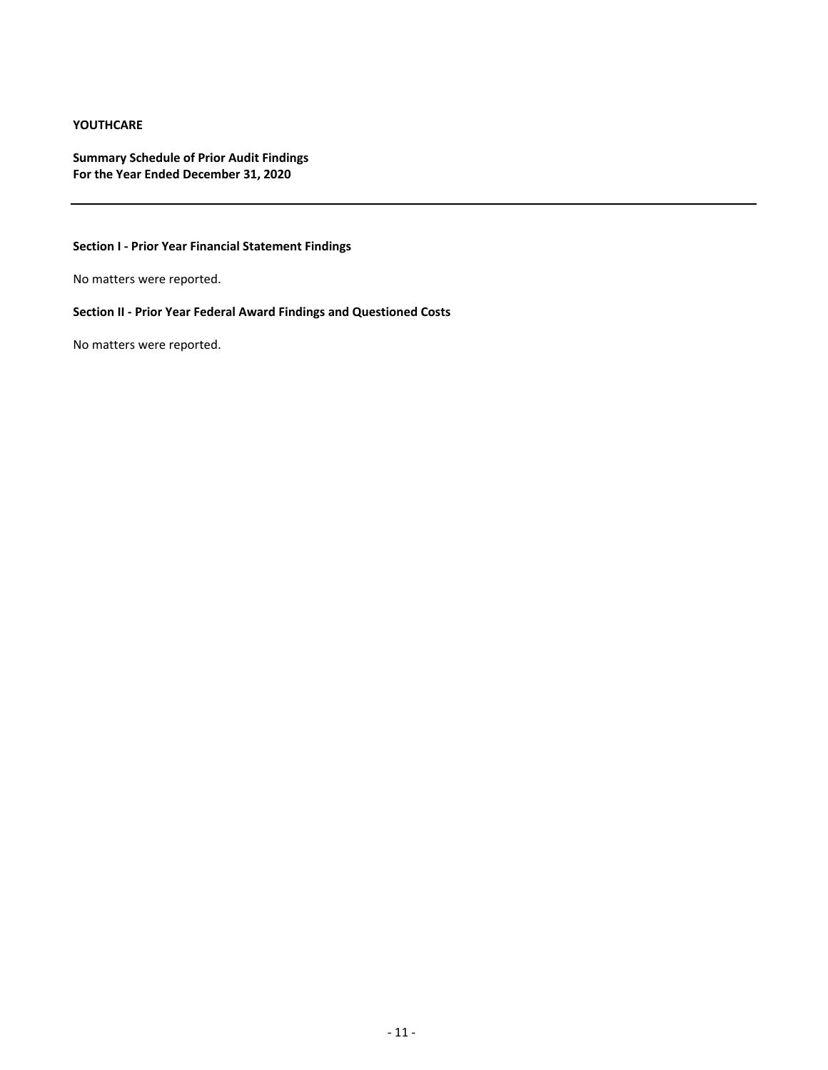**YOUTHCARE**

**Summary Schedule of Prior Audit Findings**
**For the Year Ended December 31, 2020**

---

### Section I - Prior Year Financial Statement Findings

No matters were reported.

### Section II - Prior Year Federal Award Findings and Questioned Costs

No matters were reported.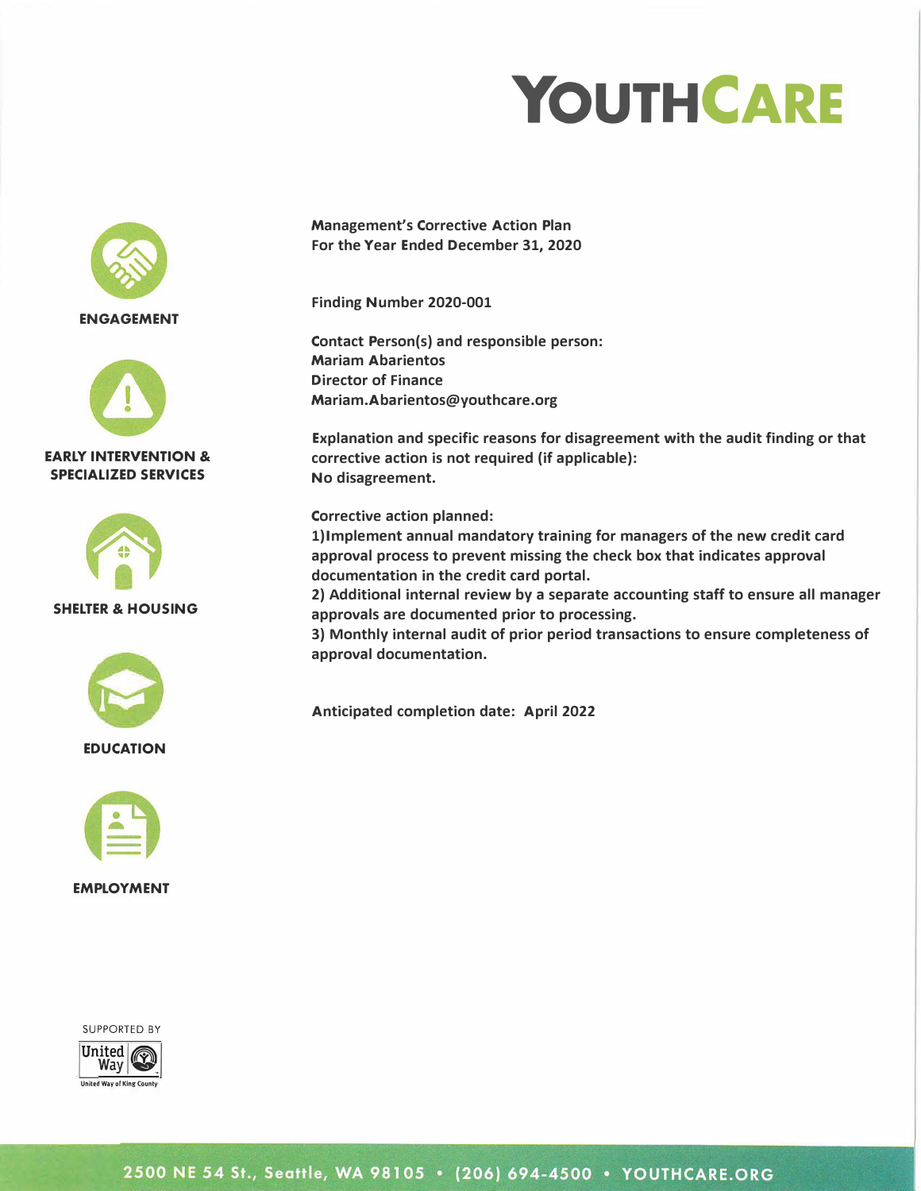# YOUTHCARE

ENGAGEMENT

EARLY INTERVENTION & SPECIALIZED SERVICES

SHELTER & HOUSING

EDUCATION

EMPLOYMENT

**Management's Corrective Action Plan**
**For the Year Ended December 31, 2020**

**Finding Number 2020-001**

**Contact Person(s) and responsible person:**
**Mariam Abarientos**
**Director of Finance**
**Mariam.Abarientos@youthcare.org**

**Explanation and specific reasons for disagreement with the audit finding or that corrective action is not required (if applicable):**
**No disagreement.**

**Corrective action planned:**
**1)Implement annual mandatory training for managers of the new credit card approval process to prevent missing the check box that indicates approval documentation in the credit card portal.**
**2) Additional internal review by a separate accounting staff to ensure all manager approvals are documented prior to processing.**
**3) Monthly internal audit of prior period transactions to ensure completeness of approval documentation.**

**Anticipated completion date: April 2022**

SUPPORTED BY
United Way
United Way of King County

2500 NE 54 St., Seattle, WA 98105 • (206) 694-4500 • YOUTHCARE.ORG